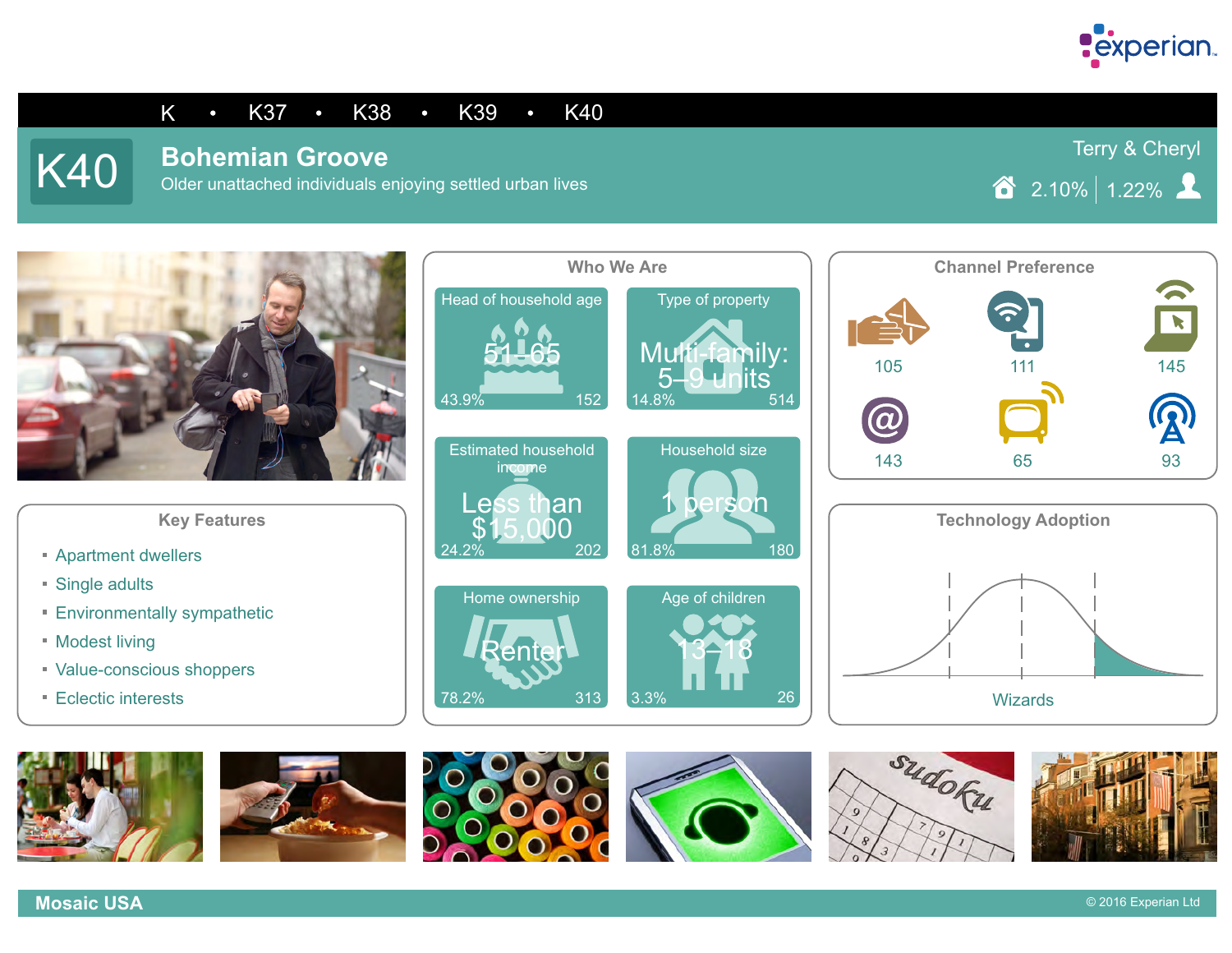K • K37 • K38 • K39 • K40

# K40 Bohemian Groove

Older unattached individuals enjoying settled urban lives

Terry & Cheryl

2.10% | 1.22%

## Key Features

- Apartment dwellers
- Single adults
- Environmentally sympathetic
- Modest living
- Value-conscious shoppers
- Eclectic interests

## Who We Are

| Category | Value | % | Index |
|---|---|---|---|
| Head of household age | 51–65 | 43.9% | 152 |
| Type of property | Multi-family: 5–9 units | 14.8% | 514 |
| Estimated household income | Less than $15,000 | 24.2% | 202 |
| Household size | 1 person | 81.8% | 180 |
| Home ownership | Renter | 78.2% | 313 |
| Age of children | 13–18 | 3.3% | 26 |

## Channel Preference

| Channel | Index |
|---|---|
| Direct mail | 105 |
| Mobile | 111 |
| Online display | 145 |
| Email | 143 |
| TV | 65 |
| Radio/Broadcast | 93 |

## Technology Adoption

Wizards

Mosaic USA

© 2016 Experian Ltd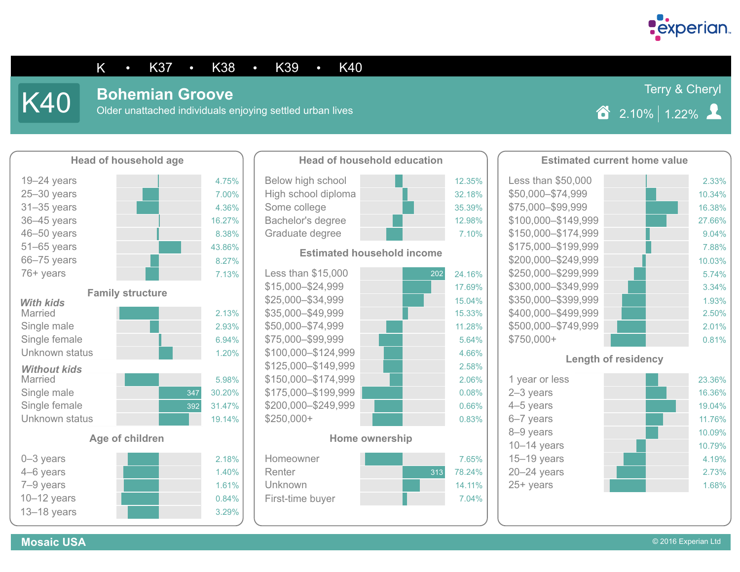experian.

K • K37 • K38 • K39 • K40

# K40 Bohemian Groove

Older unattached individuals enjoying settled urban lives

Terry & Cheryl

2.10% | 1.22%

## Head of household age

| Age | Index | % |
|---|---|---|
| 19–24 years | | 4.75% |
| 25–30 years | | 7.00% |
| 31–35 years | | 4.36% |
| 36–45 years | | 16.27% |
| 46–50 years | | 8.38% |
| 51–65 years | | 43.86% |
| 66–75 years | | 8.27% |
| 76+ years | | 7.13% |

## Family structure

| | Index | % |
|---|---|---|
| ***With kids*** | | |
| Married | | 2.13% |
| Single male | | 2.93% |
| Single female | | 6.94% |
| Unknown status | | 1.20% |
| ***Without kids*** | | |
| Married | | 5.98% |
| Single male | 347 | 30.20% |
| Single female | 392 | 31.47% |
| Unknown status | | 19.14% |

## Age of children

| Age | Index | % |
|---|---|---|
| 0–3 years | | 2.18% |
| 4–6 years | | 1.40% |
| 7–9 years | | 1.61% |
| 10–12 years | | 0.84% |
| 13–18 years | | 3.29% |

## Head of household education

| Education | Index | % |
|---|---|---|
| Below high school | | 12.35% |
| High school diploma | | 32.18% |
| Some college | | 35.39% |
| Bachelor's degree | | 12.98% |
| Graduate degree | | 7.10% |

## Estimated household income

| Income | Index | % |
|---|---|---|
| Less than $15,000 | 202 | 24.16% |
| $15,000–$24,999 | | 17.69% |
| $25,000–$34,999 | | 15.04% |
| $35,000–$49,999 | | 15.33% |
| $50,000–$74,999 | | 11.28% |
| $75,000–$99,999 | | 5.64% |
| $100,000–$124,999 | | 4.66% |
| $125,000–$149,999 | | 2.58% |
| $150,000–$174,999 | | 2.06% |
| $175,000–$199,999 | | 0.08% |
| $200,000–$249,999 | | 0.66% |
| $250,000+ | | 0.83% |

## Home ownership

| Ownership | Index | % |
|---|---|---|
| Homeowner | | 7.65% |
| Renter | 313 | 78.24% |
| Unknown | | 14.11% |
| First-time buyer | | 7.04% |

## Estimated current home value

| Home value | Index | % |
|---|---|---|
| Less than $50,000 | | 2.33% |
| $50,000–$74,999 | | 10.34% |
| $75,000–$99,999 | | 16.38% |
| $100,000–$149,999 | | 27.66% |
| $150,000–$174,999 | | 9.04% |
| $175,000–$199,999 | | 7.88% |
| $200,000–$249,999 | | 10.03% |
| $250,000–$299,999 | | 5.74% |
| $300,000–$349,999 | | 3.34% |
| $350,000–$399,999 | | 1.93% |
| $400,000–$499,999 | | 2.50% |
| $500,000–$749,999 | | 2.01% |
| $750,000+ | | 0.81% |

## Length of residency

| Length | Index | % |
|---|---|---|
| 1 year or less | | 23.36% |
| 2–3 years | | 16.36% |
| 4–5 years | | 19.04% |
| 6–7 years | | 11.76% |
| 8–9 years | | 10.09% |
| 10–14 years | | 10.79% |
| 15–19 years | | 4.19% |
| 20–24 years | | 2.73% |
| 25+ years | | 1.68% |

Mosaic USA

© 2016 Experian Ltd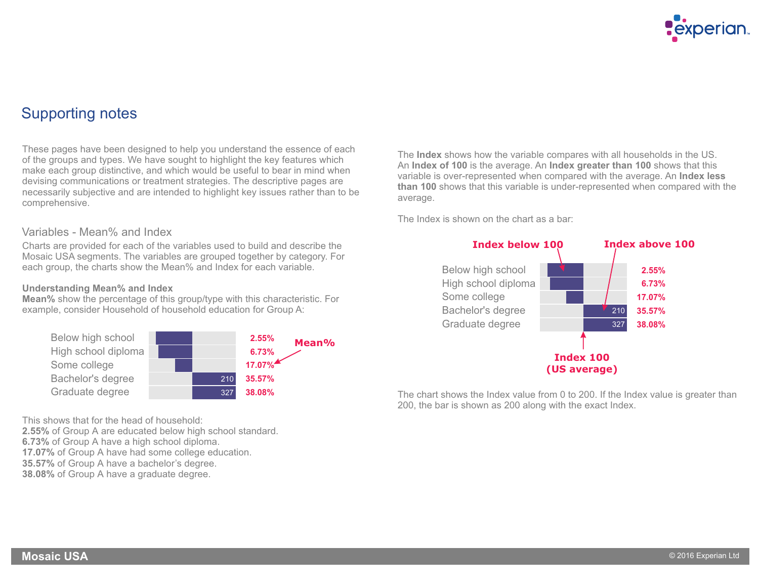# Supporting notes

These pages have been designed to help you understand the essence of each of the groups and types. We have sought to highlight the key features which make each group distinctive, and which would be useful to bear in mind when devising communications or treatment strategies. The descriptive pages are necessarily subjective and are intended to highlight key issues rather than to be comprehensive.

## Variables - Mean% and Index

Charts are provided for each of the variables used to build and describe the Mosaic USA segments. The variables are grouped together by category. For each group, the charts show the Mean% and Index for each variable.

**Understanding Mean% and Index**
**Mean%** show the percentage of this group/type with this characteristic. For example, consider Household of household education for Group A:

| Variable | Index | Mean% |
|---|---|---|
| Below high school | | 2.55% |
| High school diploma | | 6.73% |
| Some college | | 17.07% |
| Bachelor's degree | 210 | 35.57% |
| Graduate degree | 327 | 38.08% |

Mean%

This shows that for the head of household:
**2.55%** of Group A are educated below high school standard.
**6.73%** of Group A have a high school diploma.
**17.07%** of Group A have had some college education.
**35.57%** of Group A have a bachelor's degree.
**38.08%** of Group A have a graduate degree.

The **Index** shows how the variable compares with all households in the US. An **Index of 100** is the average. An **Index greater than 100** shows that this variable is over-represented when compared with the average. An **Index less than 100** shows that this variable is under-represented when compared with the average.

The Index is shown on the chart as a bar:

Index below 100 | Index above 100

| Variable | Index | Mean% |
|---|---|---|
| Below high school | | 2.55% |
| High school diploma | | 6.73% |
| Some college | | 17.07% |
| Bachelor's degree | 210 | 35.57% |
| Graduate degree | 327 | 38.08% |

Index 100
(US average)

The chart shows the Index value from 0 to 200. If the Index value is greater than 200, the bar is shown as 200 along with the exact Index.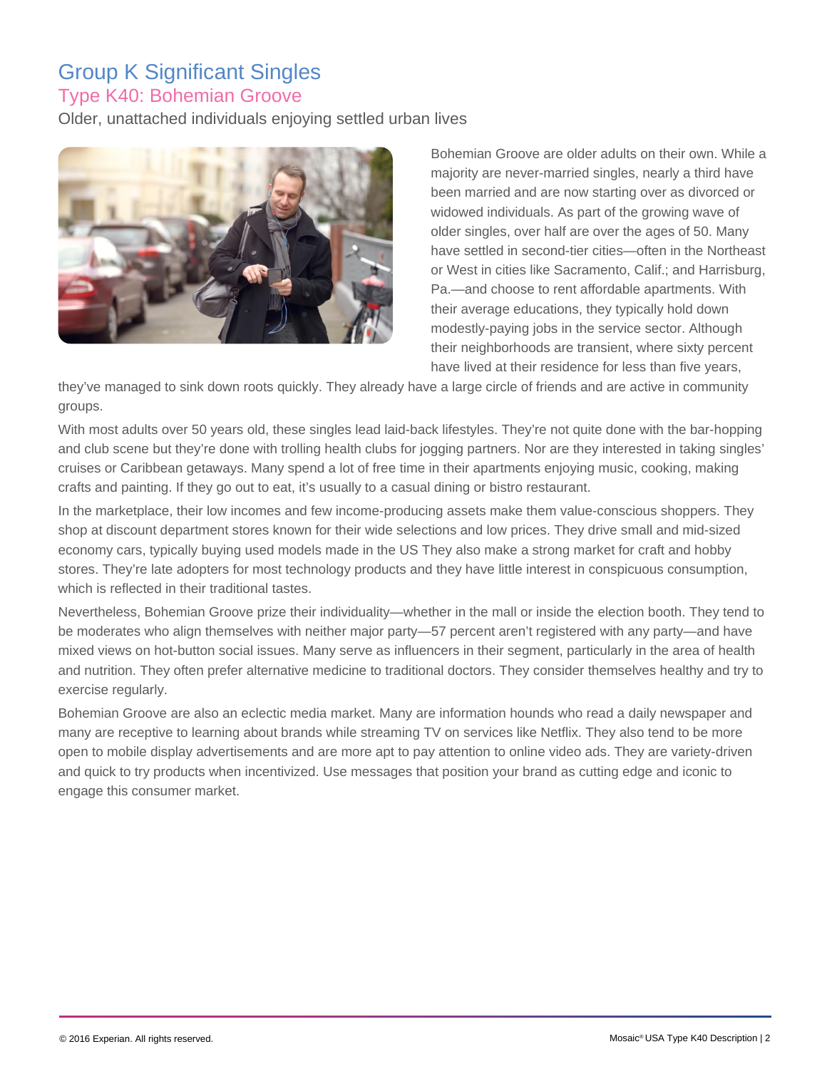# Group K Significant Singles

## Type K40: Bohemian Groove

Older, unattached individuals enjoying settled urban lives

Bohemian Groove are older adults on their own. While a majority are never-married singles, nearly a third have been married and are now starting over as divorced or widowed individuals. As part of the growing wave of older singles, over half are over the ages of 50. Many have settled in second-tier cities—often in the Northeast or West in cities like Sacramento, Calif.; and Harrisburg, Pa.—and choose to rent affordable apartments. With their average educations, they typically hold down modestly-paying jobs in the service sector. Although their neighborhoods are transient, where sixty percent have lived at their residence for less than five years, they've managed to sink down roots quickly. They already have a large circle of friends and are active in community groups.

With most adults over 50 years old, these singles lead laid-back lifestyles. They're not quite done with the bar-hopping and club scene but they're done with trolling health clubs for jogging partners. Nor are they interested in taking singles' cruises or Caribbean getaways. Many spend a lot of free time in their apartments enjoying music, cooking, making crafts and painting. If they go out to eat, it's usually to a casual dining or bistro restaurant.

In the marketplace, their low incomes and few income-producing assets make them value-conscious shoppers. They shop at discount department stores known for their wide selections and low prices. They drive small and mid-sized economy cars, typically buying used models made in the US They also make a strong market for craft and hobby stores. They're late adopters for most technology products and they have little interest in conspicuous consumption, which is reflected in their traditional tastes.

Nevertheless, Bohemian Groove prize their individuality—whether in the mall or inside the election booth. They tend to be moderates who align themselves with neither major party—57 percent aren't registered with any party—and have mixed views on hot-button social issues. Many serve as influencers in their segment, particularly in the area of health and nutrition. They often prefer alternative medicine to traditional doctors. They consider themselves healthy and try to exercise regularly.

Bohemian Groove are also an eclectic media market. Many are information hounds who read a daily newspaper and many are receptive to learning about brands while streaming TV on services like Netflix. They also tend to be more open to mobile display advertisements and are more apt to pay attention to online video ads. They are variety-driven and quick to try products when incentivized. Use messages that position your brand as cutting edge and iconic to engage this consumer market.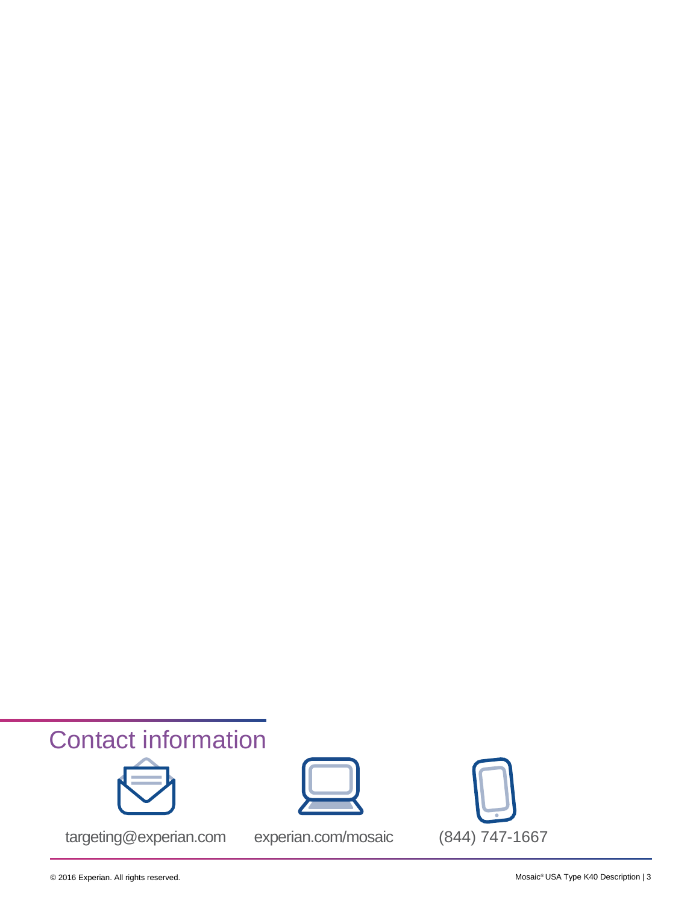## Contact information

targeting@experian.com

experian.com/mosaic

(844) 747-1667

© 2016 Experian. All rights reserved.